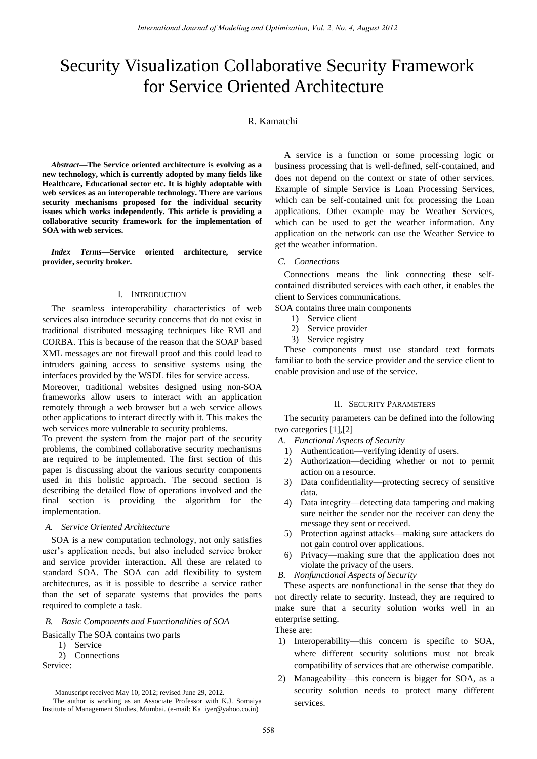# Security Visualization Collaborative Security Framework for Service Oriented Architecture

R. Kamatchi

***Abstract*—The Service oriented architecture is evolving as a new technology, which is currently adopted by many fields like Healthcare, Educational sector etc. It is highly adoptable with web services as an interoperable technology. There are various security mechanisms proposed for the individual security issues which works independently. This article is providing a collaborative security framework for the implementation of SOA with web services.**

***Index Terms*—Service oriented architecture, service provider, security broker.**

Manuscript received May 10, 2012; revised June 29, 2012.

The author is working as an Associate Professor with K.J. Somaiya Institute of Management Studies, Mumbai. (e-mail: Ka_iyer@yahoo.co.in)

## I. Introduction

The seamless interoperability characteristics of web services also introduce security concerns that do not exist in traditional distributed messaging techniques like RMI and CORBA. This is because of the reason that the SOAP based XML messages are not firewall proof and this could lead to intruders gaining access to sensitive systems using the interfaces provided by the WSDL files for service access.

Moreover, traditional websites designed using non-SOA frameworks allow users to interact with an application remotely through a web browser but a web service allows other applications to interact directly with it. This makes the web services more vulnerable to security problems.

To prevent the system from the major part of the security problems, the combined collaborative security mechanisms are required to be implemented. The first section of this paper is discussing about the various security components used in this holistic approach. The second section is describing the detailed flow of operations involved and the final section is providing the algorithm for the implementation.

### *A. Service Oriented Architecture*

SOA is a new computation technology, not only satisfies user's application needs, but also included service broker and service provider interaction. All these are related to standard SOA. The SOA can add flexibility to system architectures, as it is possible to describe a service rather than the set of separate systems that provides the parts required to complete a task.

### *B. Basic Components and Functionalities of SOA*

Basically The SOA contains two parts

1) Service
2) Connections

Service:

A service is a function or some processing logic or business processing that is well-defined, self-contained, and does not depend on the context or state of other services. Example of simple Service is Loan Processing Services, which can be self-contained unit for processing the Loan applications. Other example may be Weather Services, which can be used to get the weather information. Any application on the network can use the Weather Service to get the weather information.

### *C. Connections*

Connections means the link connecting these self-contained distributed services with each other, it enables the client to Services communications.

SOA contains three main components

1) Service client
2) Service provider
3) Service registry

These components must use standard text formats familiar to both the service provider and the service client to enable provision and use of the service.

## II. Security Parameters

The security parameters can be defined into the following two categories [1],[2]

### *A. Functional Aspects of Security*

1) Authentication—verifying identity of users.
2) Authorization—deciding whether or not to permit action on a resource.
3) Data confidentiality—protecting secrecy of sensitive data.
4) Data integrity—detecting data tampering and making sure neither the sender nor the receiver can deny the message they sent or received.
5) Protection against attacks—making sure attackers do not gain control over applications.
6) Privacy—making sure that the application does not violate the privacy of the users.

### *B. Nonfunctional Aspects of Security*

These aspects are nonfunctional in the sense that they do not directly relate to security. Instead, they are required to make sure that a security solution works well in an enterprise setting.

These are:

1) Interoperability—this concern is specific to SOA, where different security solutions must not break compatibility of services that are otherwise compatible.
2) Manageability—this concern is bigger for SOA, as a security solution needs to protect many different services.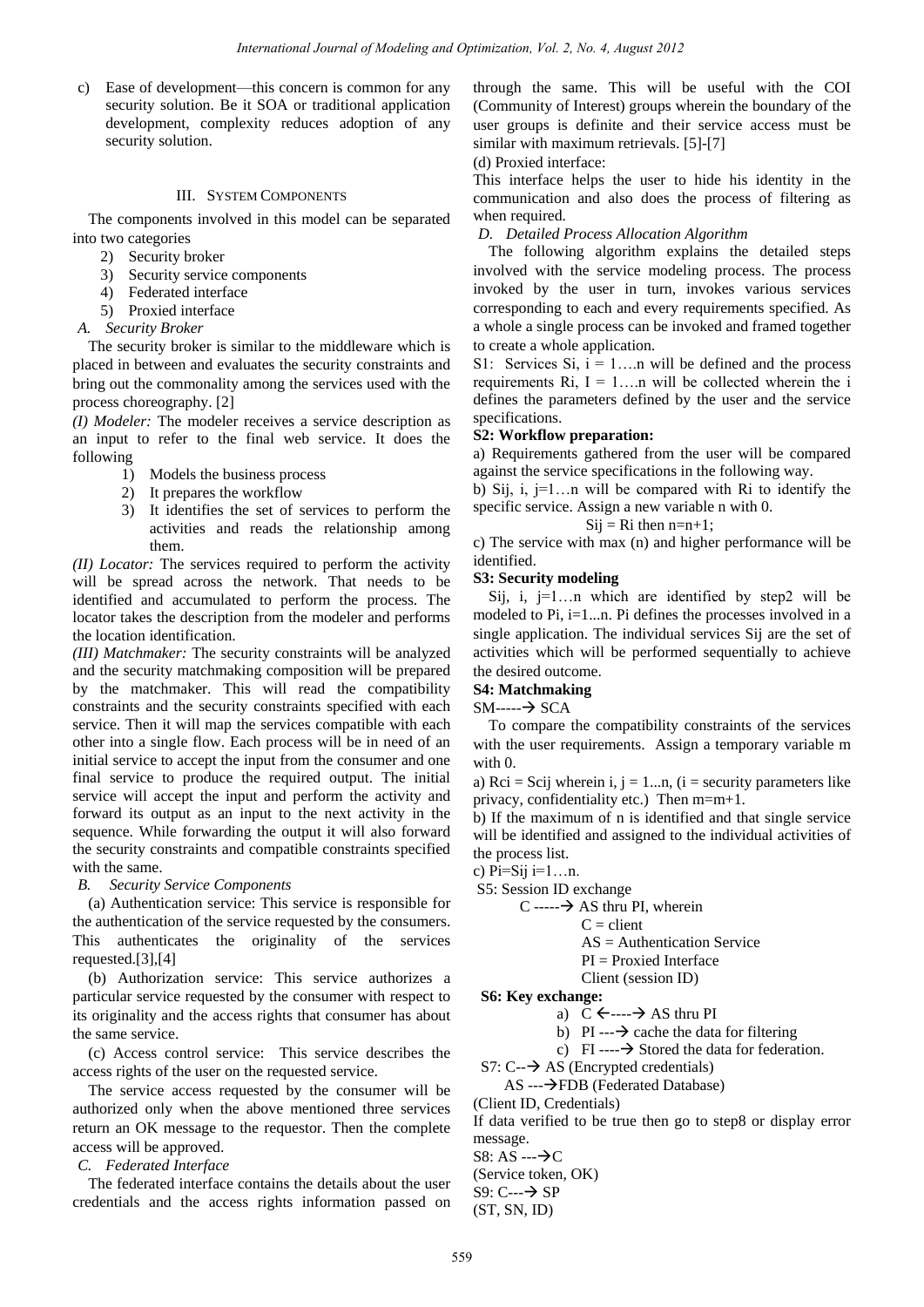c) Ease of development—this concern is common for any security solution. Be it SOA or traditional application development, complexity reduces adoption of any security solution.

## III. System Components

The components involved in this model can be separated into two categories

2) Security broker
3) Security service components
4) Federated interface
5) Proxied interface

### *A. Security Broker*

The security broker is similar to the middleware which is placed in between and evaluates the security constraints and bring out the commonality among the services used with the process choreography. [2]

*(I) Modeler:* The modeler receives a service description as an input to refer to the final web service. It does the following

1) Models the business process
2) It prepares the workflow
3) It identifies the set of services to perform the activities and reads the relationship among them.

*(II) Locator:* The services required to perform the activity will be spread across the network. That needs to be identified and accumulated to perform the process. The locator takes the description from the modeler and performs the location identification.

*(III) Matchmaker:* The security constraints will be analyzed and the security matchmaking composition will be prepared by the matchmaker. This will read the compatibility constraints and the security constraints specified with each service. Then it will map the services compatible with each other into a single flow. Each process will be in need of an initial service to accept the input from the consumer and one final service to produce the required output. The initial service will accept the input and perform the activity and forward its output as an input to the next activity in the sequence. While forwarding the output it will also forward the security constraints and compatible constraints specified with the same.

### *B. Security Service Components*

(a) Authentication service: This service is responsible for the authentication of the service requested by the consumers. This authenticates the originality of the services requested.[3],[4]

(b) Authorization service: This service authorizes a particular service requested by the consumer with respect to its originality and the access rights that consumer has about the same service.

(c) Access control service: This service describes the access rights of the user on the requested service.

The service access requested by the consumer will be authorized only when the above mentioned three services return an OK message to the requestor. Then the complete access will be approved.

### *C. Federated Interface*

The federated interface contains the details about the user credentials and the access rights information passed on through the same. This will be useful with the COI (Community of Interest) groups wherein the boundary of the user groups is definite and their service access must be similar with maximum retrievals. [5]-[7]

(d) Proxied interface:

This interface helps the user to hide his identity in the communication and also does the process of filtering as when required.

### *D. Detailed Process Allocation Algorithm*

The following algorithm explains the detailed steps involved with the service modeling process. The process invoked by the user in turn, invokes various services corresponding to each and every requirements specified. As a whole a single process can be invoked and framed together to create a whole application.

S1: Services Si, i = 1….n will be defined and the process requirements Ri, I = 1….n will be collected wherein the i defines the parameters defined by the user and the service specifications.

**S2: Workflow preparation:**

a) Requirements gathered from the user will be compared against the service specifications in the following way.

b) Sij, i, j=1…n will be compared with Ri to identify the specific service. Assign a new variable n with 0.

Sij = Ri then n=n+1;

c) The service with max (n) and higher performance will be identified.

**S3: Security modeling**

Sij, i, j=1…n which are identified by step2 will be modeled to Pi, i=1...n. Pi defines the processes involved in a single application. The individual services Sij are the set of activities which will be performed sequentially to achieve the desired outcome.

**S4: Matchmaking**

SM-----→ SCA

To compare the compatibility constraints of the services with the user requirements. Assign a temporary variable m with 0.

a) Rci = Scij wherein i, j = 1...n, (i = security parameters like privacy, confidentiality etc.) Then m=m+1.

b) If the maximum of n is identified and that single service will be identified and assigned to the individual activities of the process list.

c) Pi=Sij i=1…n.

S5: Session ID exchange

C -----→ AS thru PI, wherein
C = client
AS = Authentication Service
PI = Proxied Interface
Client (session ID)

**S6: Key exchange:**

a) C ←----→ AS thru PI
b) PI ---→ cache the data for filtering
c) FI ----→ Stored the data for federation.

S7: C--→ AS (Encrypted credentials)
AS ---→FDB (Federated Database)
(Client ID, Credentials)

If data verified to be true then go to step8 or display error message.

S8: AS ---→C
(Service token, OK)

S9: C---→ SP
(ST, SN, ID)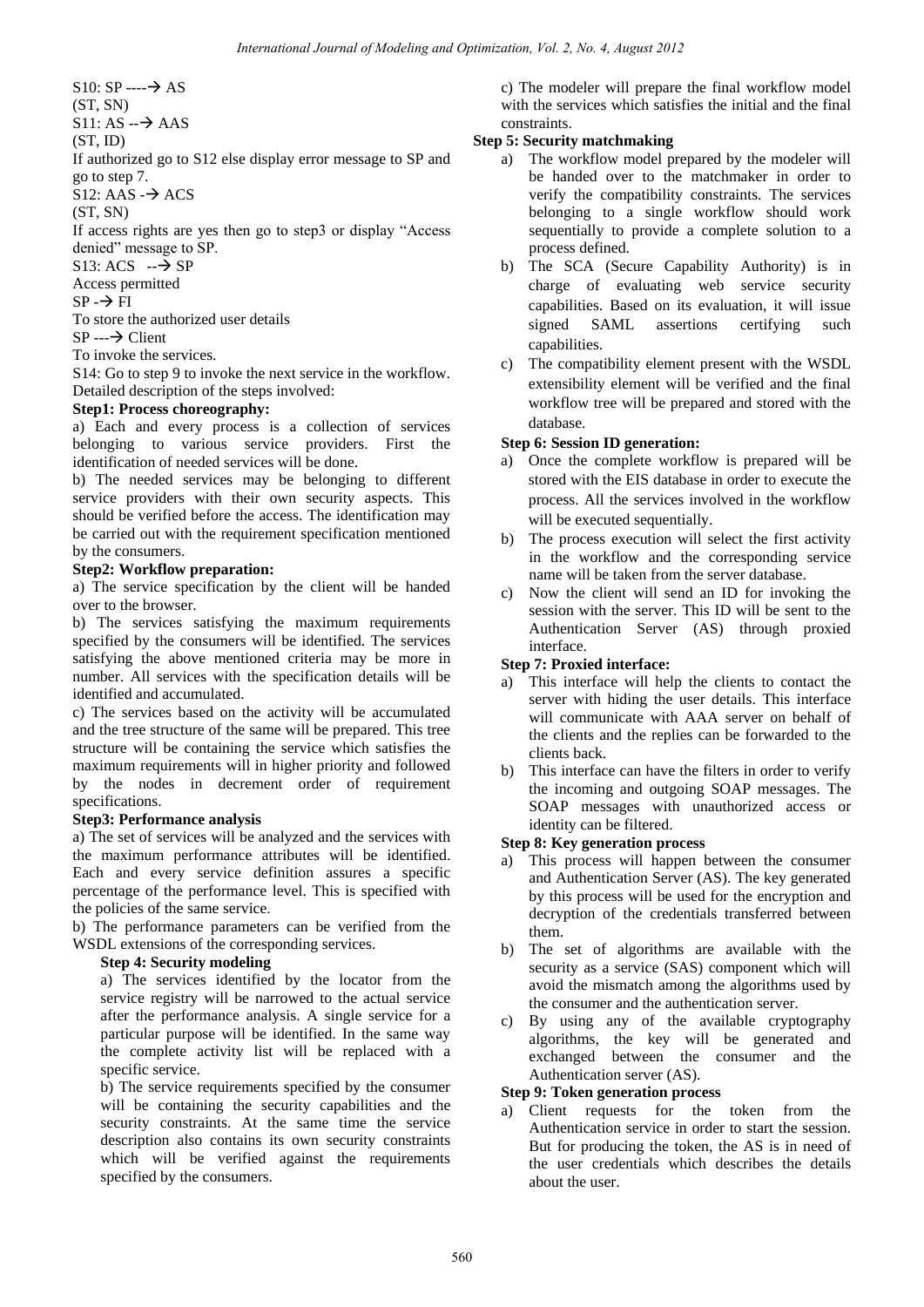S10: SP ----→ AS

(ST, SN)

S11: AS --→ AAS

(ST, ID)

If authorized go to S12 else display error message to SP and go to step 7.

S12: AAS -→ ACS

(ST, SN)

If access rights are yes then go to step3 or display "Access denied" message to SP.

S13: ACS --→ SP

Access permitted

SP -→ FI

To store the authorized user details

SP ---→ Client

To invoke the services.

S14: Go to step 9 to invoke the next service in the workflow.

Detailed description of the steps involved:

**Step1: Process choreography:**

a) Each and every process is a collection of services belonging to various service providers. First the identification of needed services will be done.

b) The needed services may be belonging to different service providers with their own security aspects. This should be verified before the access. The identification may be carried out with the requirement specification mentioned by the consumers.

**Step2: Workflow preparation:**

a) The service specification by the client will be handed over to the browser.

b) The services satisfying the maximum requirements specified by the consumers will be identified. The services satisfying the above mentioned criteria may be more in number. All services with the specification details will be identified and accumulated.

c) The services based on the activity will be accumulated and the tree structure of the same will be prepared. This tree structure will be containing the service which satisfies the maximum requirements will in higher priority and followed by the nodes in decrement order of requirement specifications.

**Step3: Performance analysis**

a) The set of services will be analyzed and the services with the maximum performance attributes will be identified. Each and every service definition assures a specific percentage of the performance level. This is specified with the policies of the same service.

b) The performance parameters can be verified from the WSDL extensions of the corresponding services.

**Step 4: Security modeling**

a) The services identified by the locator from the service registry will be narrowed to the actual service after the performance analysis. A single service for a particular purpose will be identified. In the same way the complete activity list will be replaced with a specific service.

b) The service requirements specified by the consumer will be containing the security capabilities and the security constraints. At the same time the service description also contains its own security constraints which will be verified against the requirements specified by the consumers.

c) The modeler will prepare the final workflow model with the services which satisfies the initial and the final constraints.

**Step 5: Security matchmaking**

a) The workflow model prepared by the modeler will be handed over to the matchmaker in order to verify the compatibility constraints. The services belonging to a single workflow should work sequentially to provide a complete solution to a process defined.
b) The SCA (Secure Capability Authority) is in charge of evaluating web service security capabilities. Based on its evaluation, it will issue signed SAML assertions certifying such capabilities.
c) The compatibility element present with the WSDL extensibility element will be verified and the final workflow tree will be prepared and stored with the database.

**Step 6: Session ID generation:**

a) Once the complete workflow is prepared will be stored with the EIS database in order to execute the process. All the services involved in the workflow will be executed sequentially.
b) The process execution will select the first activity in the workflow and the corresponding service name will be taken from the server database.
c) Now the client will send an ID for invoking the session with the server. This ID will be sent to the Authentication Server (AS) through proxied interface.

**Step 7: Proxied interface:**

a) This interface will help the clients to contact the server with hiding the user details. This interface will communicate with AAA server on behalf of the clients and the replies can be forwarded to the clients back.
b) This interface can have the filters in order to verify the incoming and outgoing SOAP messages. The SOAP messages with unauthorized access or identity can be filtered.

**Step 8: Key generation process**

a) This process will happen between the consumer and Authentication Server (AS). The key generated by this process will be used for the encryption and decryption of the credentials transferred between them.
b) The set of algorithms are available with the security as a service (SAS) component which will avoid the mismatch among the algorithms used by the consumer and the authentication server.
c) By using any of the available cryptography algorithms, the key will be generated and exchanged between the consumer and the Authentication server (AS).

**Step 9: Token generation process**

a) Client requests for the token from the Authentication service in order to start the session. But for producing the token, the AS is in need of the user credentials which describes the details about the user.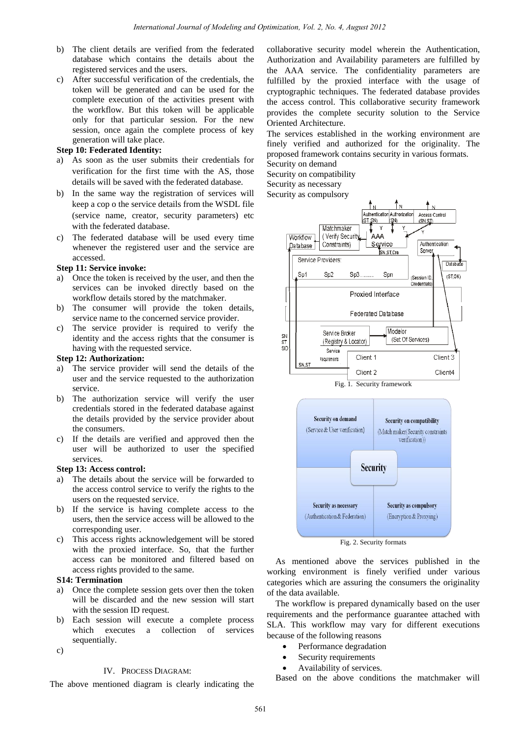b) The client details are verified from the federated database which contains the details about the registered services and the users.
c) After successful verification of the credentials, the token will be generated and can be used for the complete execution of the activities present with the workflow. But this token will be applicable only for that particular session. For the new session, once again the complete process of key generation will take place.

**Step 10: Federated Identity:**

a) As soon as the user submits their credentials for verification for the first time with the AS, those details will be saved with the federated database.
b) In the same way the registration of services will keep a cop o the service details from the WSDL file (service name, creator, security parameters) etc with the federated database.
c) The federated database will be used every time whenever the registered user and the service are accessed.

**Step 11: Service invoke:**

a) Once the token is received by the user, and then the services can be invoked directly based on the workflow details stored by the matchmaker.
b) The consumer will provide the token details, service name to the concerned service provider.
c) The service provider is required to verify the identity and the access rights that the consumer is having with the requested service.

**Step 12: Authorization:**

a) The service provider will send the details of the user and the service requested to the authorization service.
b) The authorization service will verify the user credentials stored in the federated database against the details provided by the service provider about the consumers.
c) If the details are verified and approved then the user will be authorized to user the specified services.

**Step 13: Access control:**

a) The details about the service will be forwarded to the access control service to verify the rights to the users on the requested service.
b) If the service is having complete access to the users, then the service access will be allowed to the corresponding user.
c) This access rights acknowledgement will be stored with the proxied interface. So, that the further access can be monitored and filtered based on access rights provided to the same.

**S14: Termination**

a) Once the complete session gets over then the token will be discarded and the new session will start with the session ID request.
b) Each session will execute a complete process which executes a collection of services sequentially.
c)

## IV. Process Diagram:

The above mentioned diagram is clearly indicating the collaborative security model wherein the Authentication, Authorization and Availability parameters are fulfilled by the AAA service. The confidentiality parameters are fulfilled by the proxied interface with the usage of cryptographic techniques. The federated database provides the access control. This collaborative security framework provides the complete security solution to the Service Oriented Architecture.

The services established in the working environment are finely verified and authorized for the originality. The proposed framework contains security in various formats.

Security on demand
Security on compatibility
Security as necessary
Security as compulsory

Fig. 1. Security framework

Fig. 2. Security formats

As mentioned above the services published in the working environment is finely verified under various categories which are assuring the consumers the originality of the data available.

The workflow is prepared dynamically based on the user requirements and the performance guarantee attached with SLA. This workflow may vary for different executions because of the following reasons

- Performance degradation
- Security requirements
- Availability of services.

Based on the above conditions the matchmaker will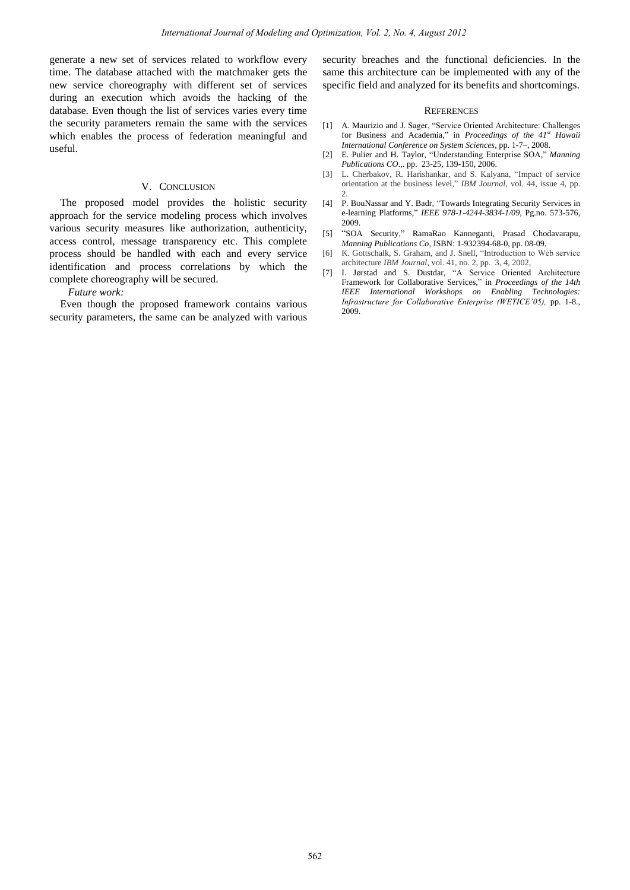generate a new set of services related to workflow every time. The database attached with the matchmaker gets the new service choreography with different set of services during an execution which avoids the hacking of the database. Even though the list of services varies every time the security parameters remain the same with the services which enables the process of federation meaningful and useful.

## V. Conclusion

The proposed model provides the holistic security approach for the service modeling process which involves various security measures like authorization, authenticity, access control, message transparency etc. This complete process should be handled with each and every service identification and process correlations by which the complete choreography will be secured.

*Future work:*

Even though the proposed framework contains various security parameters, the same can be analyzed with various security breaches and the functional deficiencies. In the same this architecture can be implemented with any of the specific field and analyzed for its benefits and shortcomings.

## References

[1] A. Maurizio and J. Sager, "Service Oriented Architecture: Challenges for Business and Academia," in *Proceedings of the 41st Hawaii International Conference on System Sciences*, pp. 1-7–, 2008.

[2] E. Pulier and H. Taylor, "Understanding Enterprise SOA," *Manning Publications CO*.,. pp. 23-25, 139-150, 2006.

[3] L. Cherbakov, R. Harishankar, and S. Kalyana, "Impact of service orientation at the business level," *IBM Journal*, vol. 44, issue 4, pp. 2.

[4] P. BouNassar and Y. Badr, "Towards Integrating Security Services in e-learning Platforms," *IEEE 978-1-4244-3834-1/09*, Pg.no. 573-576, 2009.

[5] "SOA Security," RamaRao Kanneganti, Prasad Chodavarapu, *Manning Publications Co*, ISBN: 1-932394-68-0, pp. 08-09.

[6] K. Gottschalk, S. Graham, and J. Snell, "Introduction to Web service architecture *IBM Journal*, vol. 41, no. 2, pp. 3, 4, 2002,

[7] I. Jørstad and S. Dustdar, "A Service Oriented Architecture Framework for Collaborative Services," in *Proceedings of the 14th IEEE International Workshops on Enabling Technologies: Infrastructure for Collaborative Enterprise (WETICE'05)*, pp. 1-8., 2009.